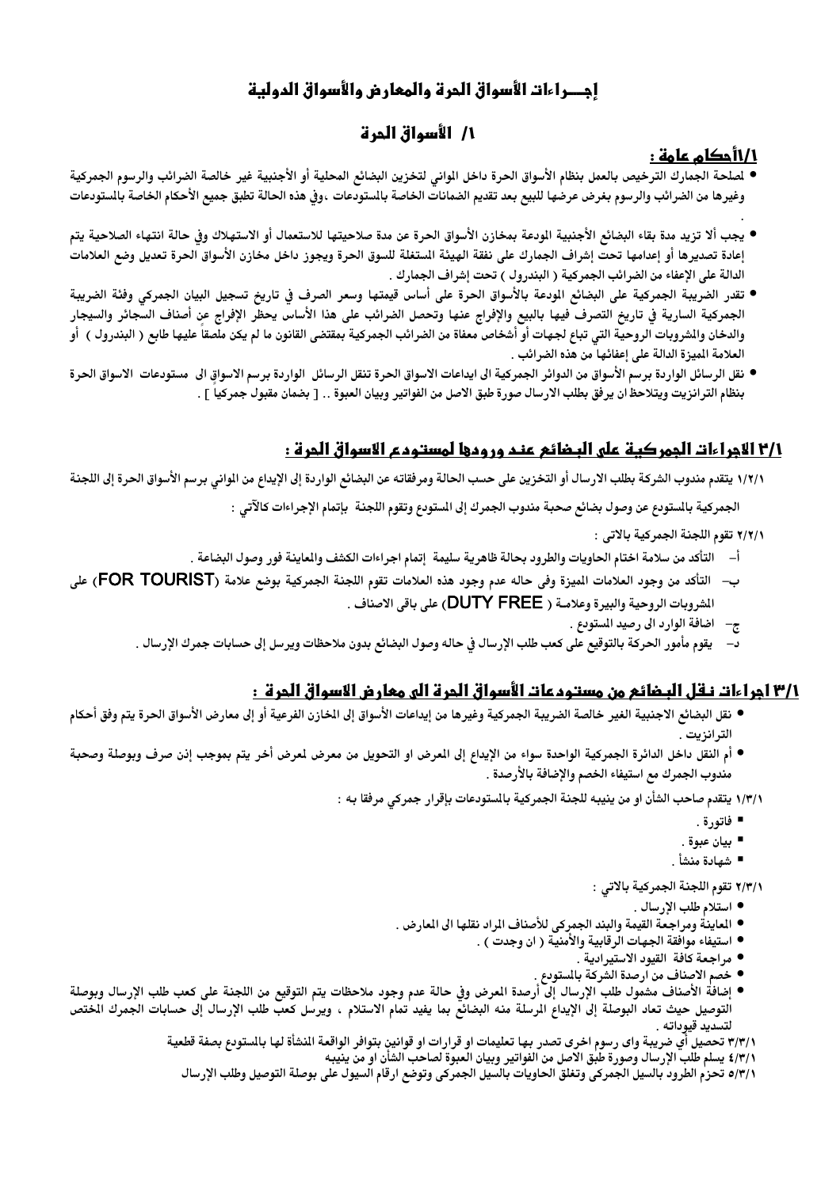# إجــــراءات الأسواق الحرة والمعارض والأسواق الدولية

## ١/ الأسواق الحرة

### ١/١أحكام عامة :

- لمصلحة الجمارك الترخيص بالعمل بنظام الأسواق الحرة داخل الموانى لتخزين البضائع المحلية أو الأجنبية غير خالصة الضرائب والرسوم الجمركية وغيرها من الضرائب والرسوم بغرض عرضها للبيع بعد تقديم الضمانات الخاصة بالمستودعات ،وفى هذه الحالة تطبق جميع الأحكام الخاصة بالمستودعات .
- يجب ألا تزيد مدة بقاء البضائع الأجنبية المودعة بمخازن الأسواق الحرة عن مدة صلاحيتها للاستعمال أو الاستهلاك وفى حالة انتهاء الصلاحية يتم إعادة تصديرها أو إعدامها تحت إشراف الجمارك على نفقة الهيئة المستغلة للسوق الحرة ويجوز داخل مخازن الأسواق الحرة تعديل وضع العلامات الدالة على الإعفاء من الضرائب الجمركية ( البندرول ) تحت إشراف الجمارك .
- تقدر الضريبة الجمركية على البضائع المودعة بالأسواق الحرة على أساس قيمتها وسعر الصرف فى تاريخ تسجيل البيان الجمركي وفئة الضريبة الجمركية السارية فى تاريخ التصرف فيها بالبيع والإفراج عنها وتحصل الضرائب على هذا الأساس يحظر الإفراج عن أصناف السجائر والسيجار والدخان والمشروبات الروحية التي تباع لجهات أو أشخاص معفاة من الضرائب الجمركية بمقتضى القانون ما لم يكن ملصقاً عليها طابع ( البندرول ) أو العلامة المميزة الدالة على إعفائها من هذه الضرائب .
- نقل الرسائل الواردة برسم الأسواق من الدوائر الجمركية الى ايداعات الاسواق الحرة تنقل الرسائل الواردة برسم الاسواق الى مستودعات الاسواق الحرة بنظام الترانزيت ويتلاحظ ان يرفق بطلب الارسال صورة طبق الاصل من الفواتير وبيان العبوة .. [ بضمان مقبول جمركياً ] .

### ٢/١ الاجراءات الجمركية على البضائع عند ورودها لمستودع الاسواق الحرة :

١/٢/١ يتقدم مندوب الشركة بطلب الارسال أو التخزين على حسب الحالة ومرفقاته عن البضائع الواردة إلى الإيداع من الموانى برسم الأسواق الحرة إلى اللجنة الجمركية بالمستودع عن وصول بضائع صحبة مندوب الجمرك إلى المستودع وتقوم اللجنة بإتمام الإجراءات كالآتي :

٢/٢/١ تقوم اللجنة الجمركية بالاتى :

أ- التأكد من سلامة اختام الحاويات والطرود بحالة ظاهرية سليمة إتمام اجراءات الكشف والمعاينة فور وصول البضاعة .

ب- التأكد من وجود العلامات المميزة وفى حاله عدم وجود هذه العلامات تقوم اللجنة الجمركية بوضع علامة (FOR TOURIST) على المشروبات الروحية والبيرة وعلامـة ( DUTY FREE) على باقى الاصناف .

ج- اضافة الوارد الى رصيد المستودع .

د- يقوم مأمور الحركة بالتوقيع على كعب طلب الإرسال فى حاله وصول البضائع بدون ملاحظات ويرسل إلى حسابات جمرك الإرسال .

### ٣/١ اجراءات نقل البضائع من مستودعات الأسواق الحرة الى معارض الاسواق الحرة :

- نقل البضائع الاجنبية الغير خالصة الضريبة الجمركية وغيرها من إيداعات الأسواق إلى المخازن الفرعية أو إلى معارض الأسواق الحرة يتم وفق أحكام الترانزيت .
- أم النقل داخل الدائرة الجمركية الواحدة سواء من الإيداع إلى المعرض او التحويل من معرض لمعرض أخر يتم بموجب إذن صرف وبوصلة وصحبة مندوب الجمرك مع استيفاء الخصم والإضافة بالأرصدة .

١/٣/١ يتقدم صاحب الشأن او من ينيبه للجنة الجمركية بالمستودعات بإقرار جمركي مرفقا به :

- فاتورة .
- بيان عبوة .
- شهادة منشأ .

٢/٣/١ تقوم اللجنة الجمركية بالاتي :

- استلام طلب الإرسال .
- المعاينة ومراجعة القيمة والبند الجمركي للأصناف المراد نقلها الى المعارض .
- استيفاء موافقة الجهات الرقابية والأمنية ( ان وجدت ) .
- مراجعة كافة القيود الاستيرادية .
- خصم الاصناف من ارصدة الشركة بالمستودع .
- إضافة الأصناف مشمول طلب الإرسال إلى أرصدة المعرض وفي حالة عدم وجود ملاحظات يتم التوقيع من اللجنة على كعب طلب الإرسال وبوصلة التوصيل حيث تعاد البوصلة إلى الإيداع المرسلة منه البضائع بما يفيد تمام الاستلام ، ويرسل كعب طلب الإرسال إلى حسابات الجمرك المختص لتسديد قيوداته .

٣/٣/١ تحصيل أي ضريبة واى رسوم اخرى تصدر بها تعليمات او قرارات او قوانين بتوافر الواقعة المنشأة لها بالمستودع بصفة قطعية

٤/٣/١ يسلم طلب الإرسال وصورة طبق الاصل من الفواتير وبيان العبوة لصاحب الشأن او من ينيبه

٥/٣/١ تحزم الطرود بالسيل الجمركى وتغلق الحاويات بالسيل الجمركى وتوضع ارقام السيول على بوصلة التوصيل وطلب الإرسال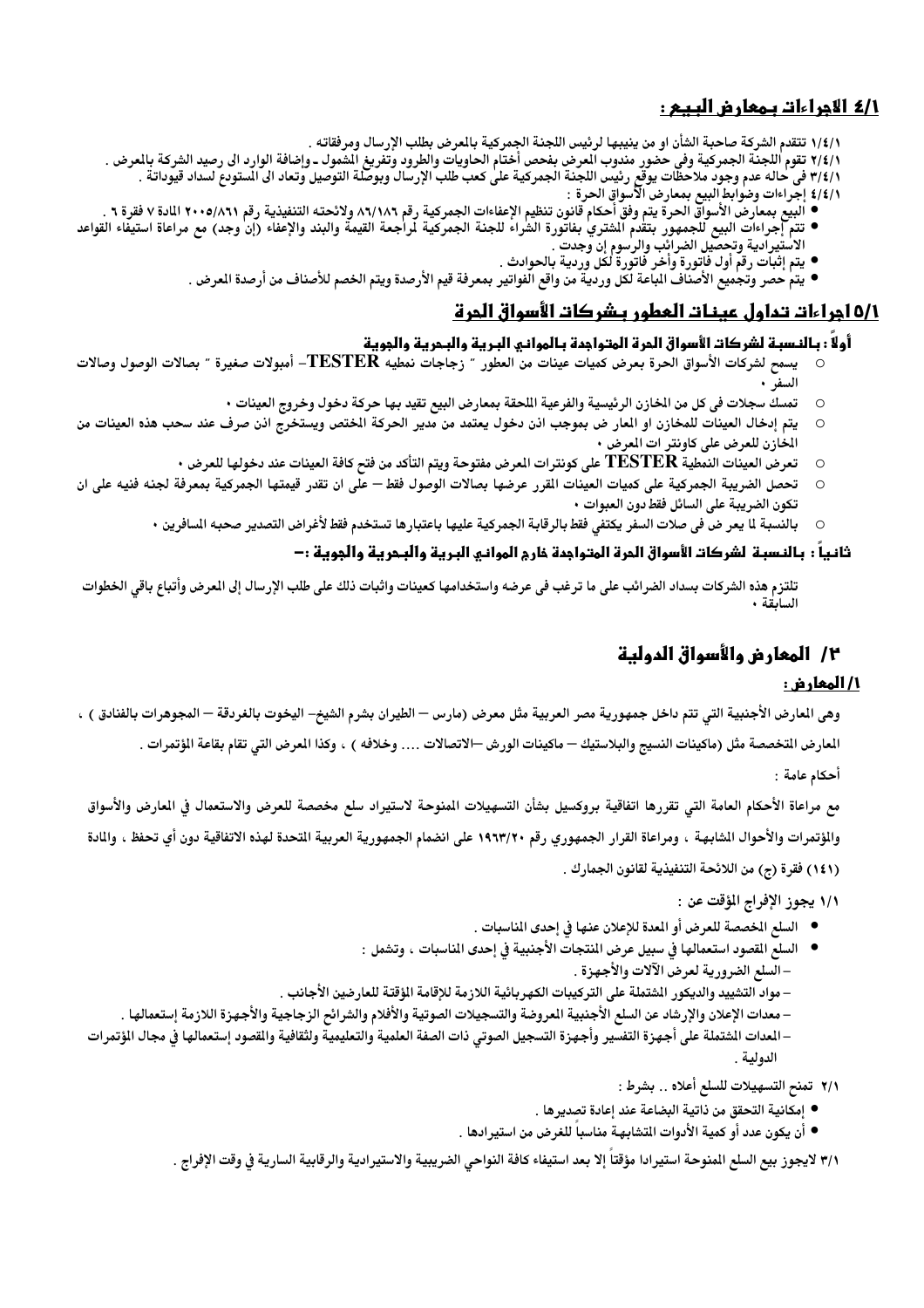## ٤/١ الاجراءات بمعارض البيع :

١/٤/١ تتقدم الشركة صاحبة الشأن او من ينيبها لرئيس اللجنة الجمركية بالمعرض بطلب الإرسال ومرفقاته .
٢/٤/١ تقوم اللجنة الجمركية وفي حضور مندوب المعرض بفحص أختام الحاويات والطرود وتفريغ المشمول ـ وإضافة الوارد الى رصيد الشركة بالمعرض .
٣/٤/١ في حاله عدم وجود ملاحظات يوقع رئيس اللجنة الجمركية على كعب طلب الإرسال وبوصلة التوصيل وتعاد الى المستودع لسداد قيوداتة .
٤/٤/١ إجراءات وضوابط البيع بمعارض الأسواق الحرة :

- البيع بمعارض الأسواق الحرة يتم وفق أحكام قانون تنظيم الإعفاءات الجمركية رقم ٨٦/١٨٦ ولائحته التنفيذية رقم ٢٠٠٥/٨٦١ المادة ٧ فقرة ٦ .
- تتم إجراءات البيع للجمهور بتقدم المشتري بفاتورة الشراء للجنة الجمركية لمراجعة القيمة والبند والإعفاء (إن وجد) مع مراعاة استيفاء القواعد الاستيرادية وتحصيل الضرائب والرسوم إن وجدت .
- يتم إثبات رقم أول فاتورة وأخر فاتورة لكل وردية بالحوادث .
- يتم حصر وتجميع الأصناف المباعة لكل وردية من واقع الفواتير بمعرفة قيم الأرصدة ويتم الخصم للأصناف من أرصدة المعرض .

## ٥/١ اجراءات تداول عينات العطور بشركات الأسواق الحرة

### أولاً : بالنسبة لشركات الأسواق الحرة المتواجدة بالموانى البرية والبحرية والجوية

- يسمح لشركات الأسواق الحرة بعرض كميات عينات من العطور " زجاجات نمطيه TESTER- أمبولات صغيرة " بصالات الوصول وصالات السفر ٠
- تمسك سجلات فى كل من المخازن الرئيسية والفرعية الملحقة بمعارض البيع تقيد بها حركة دخول وخروج العينات ٠
- يتم إدخال العينات للمخازن او المعار ض بموجب اذن دخول يعتمد من مدير الحركة المختص ويستخرج اذن صرف عند سحب هذه العينات من المخازن للعرض على كاونتر ات المعرض ٠
- تعرض العينات النمطية TESTER على كونترات المعرض مفتوحة ويتم التأكد من فتح كافة العينات عند دخولها للعرض ٠
- تحصل الضريبة الجمركية على كميات العينات المقرر عرضها بصالات الوصول فقط – على ان تقدر قيمتها الجمركية بمعرفة لجنه فنيه على ان تكون الضريبة على السائل فقط دون العبوات ٠
- بالنسبة لما يعر ض فى صلات السفر يكتفي فقط بالرقابة الجمركية عليها باعتبارها تستخدم فقط لأغراض التصدير صحبه المسافرين ٠

### ثانياً : بالنسبة لشركات الأسواق الحرة المتواجدة خارج الموانى البرية والبحرية والجوية :-

تلتزم هذه الشركات بسداد الضرائب على ما ترغب فى عرضه واستخدامها كعينات واثبات ذلك على طلب الإرسال إلى المعرض وأتباع باقي الخطوات السابقة ٠

## ٢/ المعارض والأسواق الدولية

### ١/ المعارض :

وهى المعارض الأجنبية التي تتم داخل جمهورية مصر العربية مثل معرض (مارس – الطيران بشرم الشيخ– اليخوت بالغردقة – المجوهرات بالفنادق ) ، المعارض المتخصصة مثل (ماكينات النسيج والبلاستيك – ماكينات الورش –الاتصالات .... وخلافه ) ، وكذا المعرض التي تقام بقاعة المؤتمرات .

أحكام عامة :

مع مراعاة الأحكام العامة التي تقررها اتفاقية بروكسيل بشأن التسهيلات الممنوحة لاستيراد سلع مخصصة للعرض والاستعمال في المعارض والأسواق والمؤتمرات والأحوال المشابهة ، ومراعاة القرار الجمهوري رقم ١٩٦٣/٢٠ على انضمام الجمهورية العربية المتحدة لهذه الاتفاقية دون أي تحفظ ، والمادة (١٤١) فقرة (ج) من اللائحة التنفيذية لقانون الجمارك .

١/١ يجوز الإفراج المؤقت عن :

- السلع المخصصة للعرض أو المعدة للإعلان عنها في إحدى المناسبات .
- السلع المقصود استعمالها في سبيل عرض المنتجات الأجنبية في إحدى المناسبات ، وتشمل :
  - السلع الضرورية لعرض الآلات والأجهزة .
  - مواد التشييد والديكور المشتملة على التركيبات الكهربائية اللازمة للإقامة المؤقتة للعارضين الأجانب .
  - معدات الإعلان والإرشاد عن السلع الأجنبية المعروضة والتسجيلات الصوتية والأفلام والشرائح الزجاجية والأجهزة اللازمة إستعمالها .
  - المعدات المشتملة على أجهزة التفسير وأجهزة التسجيل الصوتي ذات الصفة العلمية والتعليمية ولثقافية والمقصود إستعمالها في مجال المؤتمرات الدولية .

٢/١ تمنح التسهيلات للسلع أعلاه .. بشرط :

- إمكانية التحقق من ذاتية البضاعة عند إعادة تصديرها .
- أن يكون عدد أو كمية الأدوات المتشابهة مناسباً للغرض من استيرادها .

٣/١ لايجوز بيع السلع الممنوحة استيرادا مؤقتاً إلا بعد استيفاء كافة النواحي الضريبية والاستيرادية والرقابية السارية في وقت الإفراج .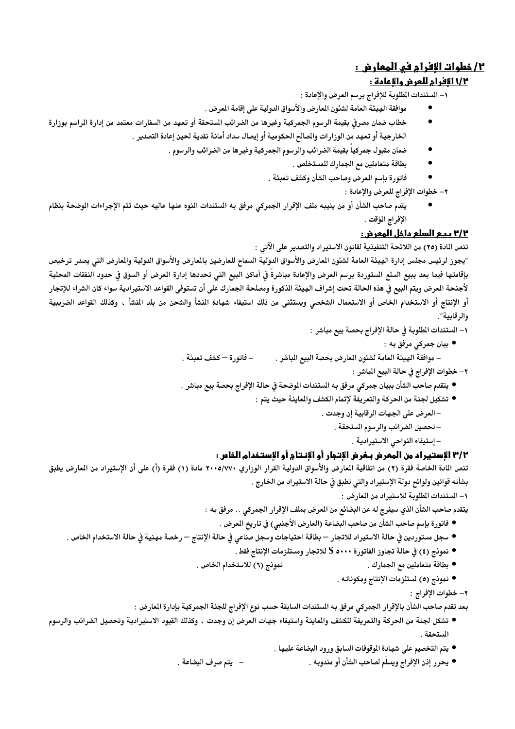## ٣/ خطوات الإفراج في المعارض :

### ١/٣ الإفراج للعرض والإعادة :

١- المستندات المطلوبة للإفراج برسم العرض والإعادة :

- موافقة الهيئة العامة لشئون المعارض والأسواق الدولية على إقامة المعرض .
- خطاب ضمان مصرفي بقيمة الرسوم الجمركية وغيرها من الضرائب المستحقة أو تعهد من السفارات معتمد من إدارة المراسم بوزارة الخارجية أو تعهد من الوزارات والمصالح الحكومية أو إيصال سداد أمانة نقدية لحين إعادة التصدير .
- ضمان مقبول جمركياً بقيمة الضرائب والرسوم الجمركية وغيرها من الضرائب والرسوم .
- بطاقة متعاملين مع الجمارك للمستخلص .
- فاتورة بإسم المعرض وصاحب الشأن وكشف تعبئة .

٢- خطوات الإفراج للعرض والإعادة :

- يقدم صاحب الشأن أو من ينيبه ملف الإقرار الجمركي مرفق به المستندات المنوه عنها عاليه حيث تتم الإجراءات الموضحة بنظام الإفراج المؤقت .

### ٢/٣ بيع السلع داخل المعرض :

تنص المادة (٢٥) من اللائحة التنفيذية لقانون الاستيراد والتصدير على الآتي :

"يجوز لرئيس مجلس إدارة الهيئة العامة لشئون المعارض والأسواق الدولية السماح للعارضين بالمعارض والأسواق الدولية والمعارض التي يصدر ترخيص بإقامتها فيما بعد ببيع السلع المستوردة برسم العرض والإعادة مباشرةً في أماكن البيع التي تحددها إدارة المعرض أو السوق في حدود النفقات المحلية لأجنحة المعرض ويتم البيع في هذه الحالة تحت إشراف الهيئة المذكورة ومصلحة الجمارك على أن تستوفى القواعد الاستيرادية سواء كان الشراء للإتجار أو الإنتاج أو الاستخدام الخاص أو الاستعمال الشخصي ويستثنى من ذلك استيفاء شهادة المنشأ والشحن من بلد المنشأ ، وكذلك القواعد الضريبية والرقابية".

١- المستندات المطلوبة في حالة الإفراج بحصة بيع مباشر :

- بيان جمركي مرفق به :
  - موافقة الهيئة العامة لشئون المعارض بحصة البيع المباشر .
  - فاتورة – كشف تعبئة .

٢- خطوات الإفراج في حالة البيع المباشر :

- يتقدم صاحب الشأن ببيان جمركي مرفق به المستندات الموضحة في حالة الإفراج بحصة بيع مباشر .
- تشكيل لجنة من الحركة والتعريفة لإتمام الكشف والمعاينة حيث يتم :
  - العرض على الجهات الرقابية إن وجدت .
  - تحصيل الضرائب والرسوم المستحقة .
  - إستيفاء النواحي الاستيرادية .

### ٣/٣ الإستيراد من المعرض بغرض الإتجار أو الإنتاج أو الإستخدام الخاص :

تنص المادة الخاصة فقرة (٢) من اتفاقية المعارض والأسواق الدولية القرار الوزاري ٢٠٠٥/٧٧٠ مادة (١) فقرة (أ) على أن الإستيراد من المعارض يطبق بشأنه قوانين ولوائح دولة الإستيراد والتي تطبق في حالة الاستيراد من الخارج .

١- المستندات المطلوبة للاستيراد من المعارض :

يتقدم صاحب الشأن الذي سيفرج له عن البضائع من المعرض بملف الإقرار الجمركي .. مرفق به :

- فاتورة بإسم صاحب الشأن من صاحب البضاعة (العارض الأجنبي) في تاريخ المعرض .
- سجل مستوردين في حالة الاستيراد للاتجار – بطاقة احتياجات وسجل صناعي في حالة الإنتاج – رخصة مهنية في حالة الاستخدام الخاص .
- نموذج (٤) في حالة تجاوز الفاتورة ٥٠٠٠ $ للاتجار ومستلزمات الإنتاج فقط .
- بطاقة متعاملين مع الجمارك .
- نموذج (٦) للاستخدام الخاص .
- نموذج (٥) لمستلزمات الإنتاج ومكوناته .

٢- خطوات الإفراج :

بعد تقدم صاحب الشأن بالإقرار الجمركي مرفق به المستندات السابقة حسب نوع الإفراج للجنة الجمركية بإدارة المعارض :

- تشكل لجنة من الحركة والتعريفة للكشف والمعاينة واستيفاء جهات العرض إن وجدت ، وكذلك القيود الاستيرادية وتحصيل الضرائب والرسوم المستحقة .
- يتم التخصيم على شهادة الموقوفات السابق ورود البضاعة عليها .
- يحرر إذن الإفراج ويسلَم لصاحب الشأن أو مندوبه .
- يتم صرف البضاعة .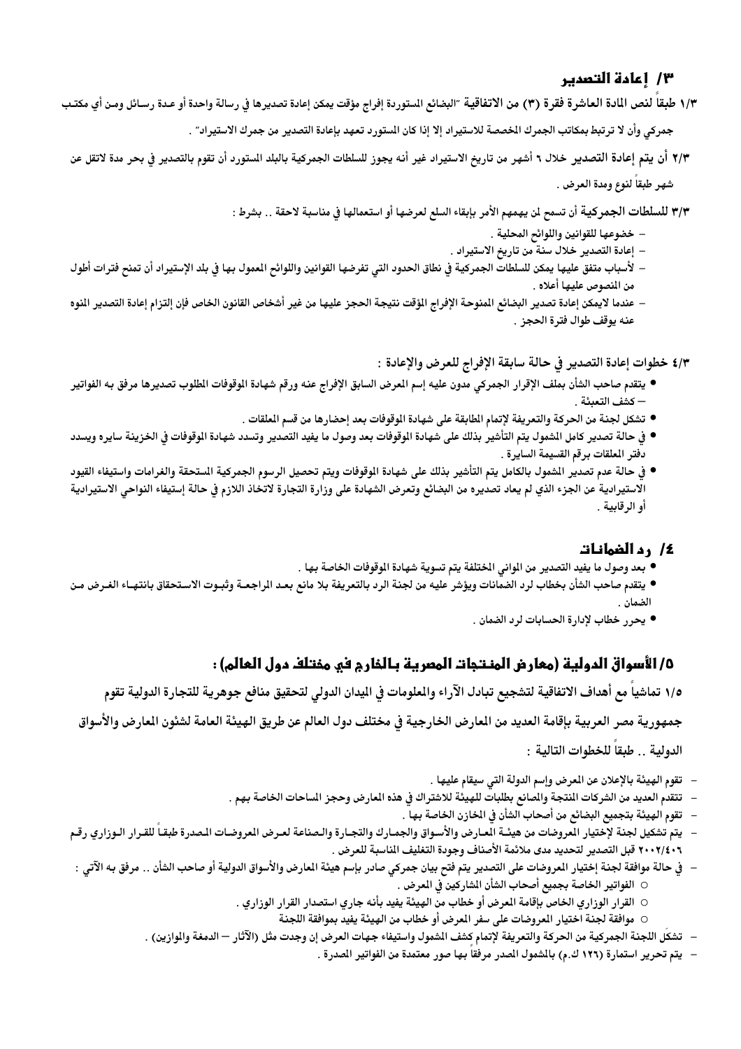## ٣/ إعادة التصدير

**١/٣ طبقاً لنص المادة العاشرة فقرة (٣) من الاتفاقية** "البضائع المستوردة إفراج مؤقت يمكن إعادة تصديرها في رسالة واحدة أو عدة رسائل ومن أي مكتب جمركي وأن لا ترتبط بمكاتب الجمرك المخصصة للاستيراد إلا إذا كان المستورد تعهد بإعادة التصدير من جمرك الاستيراد" .

**٢/٣ أن يتم إعادة التصدير خلال ٦ أشهر من تاريخ الاستيراد غير أنه يجوز للسلطات الجمركية بالبلد المستورد أن تقوم بالتصدير في بحر مدة لاتقل عن شهر طبقاً لنوع ومدة العرض .**

**٣/٣ للسلطات الجمركية أن تسمح لمن يهمهم الأمر بإبقاء السلع لعرضها أو استعمالها في مناسبة لاحقة .. بشرط :**

- خضوعها للقوانين واللوائح المحلية .
- إعادة التصدير خلال سنة من تاريخ الاستيراد .
- لأسباب متفق عليها يمكن للسلطات الجمركية في نطاق الحدود التي تفرضها القوانين واللوائح المعمول بها في بلد الإستيراد أن تمنح فترات أطول من المنصوص عليها أعلاه .
- عندما لايمكن إعادة تصدير البضائع الممنوحة الإفراج المؤقت نتيجة الحجز عليها من غير أشخاص القانون الخاص فإن إلتزام إعادة التصدير المنوه عنه يوقف طوال فترة الحجز .

**٤/٣ خطوات إعادة التصدير في حالة سابقة الإفراج للعرض والإعادة :**

- يتقدم صاحب الشأن بملف الإقرار الجمركي مدون عليه إسم المعرض السابق الإفراج عنه ورقم شهادة الموقوفات المطلوب تصديرها مرفق به الفواتير – كشف التعبئة .
- تشكل لجنة من الحركة والتعريفة لإتمام المطابقة على شهادة الموقوفات بعد إحضارها من قسم المعلقات .
- في حالة تصدير كامل المشمول يتم التأشير بذلك على شهادة الموقوفات بعد وصول ما يفيد التصدير وتسدد شهادة الموقوفات في الخزينة سايره ويسدد دفتر المعلقات برقم القسيمة السايرة .
- في حالة عدم تصدير المشمول بالكامل يتم التأشير بذلك على شهادة الموقوفات ويتم تحصيل الرسوم الجمركية المستحقة والغرامات واستيفاء القيود الاستيرادية عن الجزء الذي لم يعاد تصديره من البضائع وتعرض الشهادة على وزارة التجارة لاتخاذ اللازم في حالة إستيفاء النواحي الاستيرادية أو الرقابية .

## ٤/ رد الضمانات

- بعد وصول ما يفيد التصدير من الموانى المختلفة يتم تسوية شهادة الموقوفات الخاصة بها .
- يتقدم صاحب الشأن بخطاب لرد الضمانات ويؤشر عليه من لجنة الرد بالتعريفة بلا مانع بعد المراجعة وثبوت الاستحقاق بانتهاء الغرض من الضمان .
- يحرر خطاب لإدارة الحسابات لرد الضمان .

## ٥/ الأسواق الدولية (معارض المنتجات المصرية بالخارج في مختلف دول العالم) :

**١/٥ تماشياً مع أهداف الاتفاقية لتشجيع تبادل الآراء والمعلومات في الميدان الدولي لتحقيق منافع جوهرية للتجارة الدولية تقوم جمهورية مصر العربية بإقامة العديد من المعارض الخارجية في مختلف دول العالم عن طريق الهيئة العامة لشئون المعارض والأسواق الدولية .. طبقاً للخطوات التالية :**

- تقوم الهيئة بالإعلان عن المعرض وإسم الدولة التي سيقام عليها .
- تتقدم العديد من الشركات المنتجة والمصانع بطلبات للهيئة للاشتراك في هذه المعارض وحجز المساحات الخاصة بهم .
- تقوم الهيئة بتجميع البضائع من أصحاب الشأن في المخازن الخاصة بها .
- يتم تشكيل لجنة لإختيار المعروضات من هيئة المعارض والأسواق والجمارك والتجارة والصناعة لعرض المعروضات المصدرة طبقاً للقرار الوزاري رقم ٢٠٠٢/٤٠٦ قبل التصدير لتحديد مدى ملائمة الأصناف وجودة التغليف المناسبة للعرض .
- في حالة موافقة لجنة إختيار المعروضات على التصدير يتم فتح بيان جمركي صادر بإسم هيئة المعارض والأسواق الدولية أو صاحب الشأن .. مرفق به الآتي :
  - الفواتير الخاصة بجميع أصحاب الشأن المشاركين في المعرض .
  - القرار الوزاري الخاص بإقامة المعرض أو خطاب من الهيئة يفيد بأنه جاري استصدار القرار الوزاري .
  - موافقة لجنة اختيار المعروضات على سفر المعرض أو خطاب من الهيئة يفيد بموافقة اللجنة
- تشكل اللجنة الجمركية من الحركة والتعريفة لإتمام كشف المشمول واستيفاء جهات العرض إن وجدت مثل (الآثار – الدمغة والموازين) .
- يتم تحرير استمارة (١٢٦ ك.م) بالمشمول المصدر مرفقاً بها صور معتمدة من الفواتير المصدرة .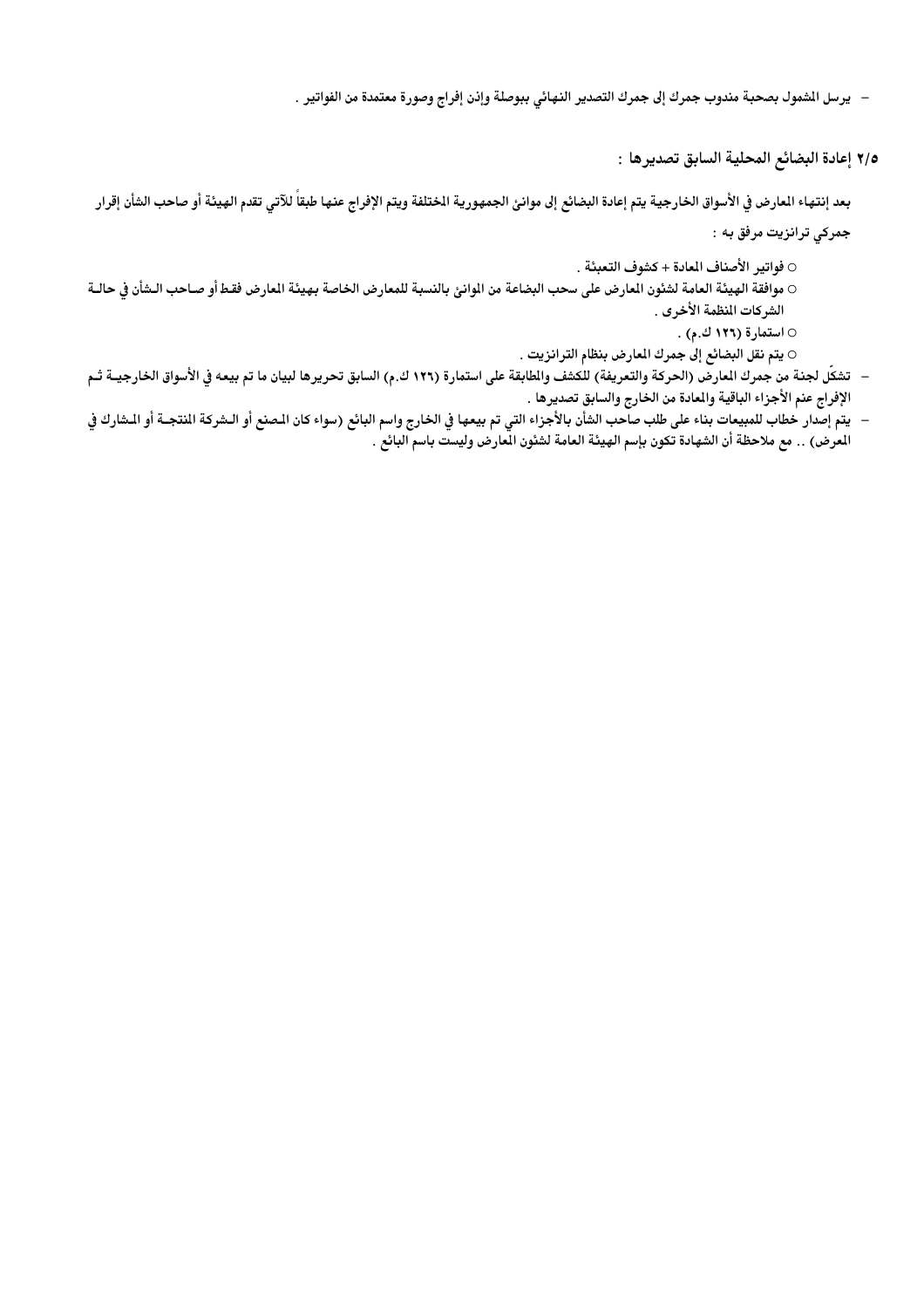- يرسل المشمول بصحبة مندوب جمرك إلى جمرك التصدير النهائي ببوصلة وإذن إفراج وصورة معتمدة من الفواتير .

## ٢/٥ إعادة البضائع المحلية السابق تصديرها :

بعد إنتهاء المعارض في الأسواق الخارجية يتم إعادة البضائع إلى موانئ الجمهورية المختلفة ويتم الإفراج عنها طبقاً للآتي تقدم الهيئة أو صاحب الشأن إقرار جمركي ترانزيت مرفق به :

- ○ فواتير الأصناف المعادة + كشوف التعبئة .
- ○ موافقة الهيئة العامة لشئون المعارض على سحب البضاعة من الموانئ بالنسبة للمعارض الخاصة بهيئة المعارض فقط أو صاحب الشأن في حالة الشركات المنظمة الأخرى .
- ○ استمارة (١٢٦ ك.م) .
- ○ يتم نقل البضائع إلى جمرك المعارض بنظام الترانزيت .

- تشكَل لجنة من جمرك المعارض (الحركة والتعريفة) للكشف والمطابقة على استمارة (١٢٦ ك.م) السابق تحريرها لبيان ما تم بيعه في الأسواق الخارجية ثم الإفراج عنم الأجزاء الباقية والمعادة من الخارج والسابق تصديرها .
- يتم إصدار خطاب للمبيعات بناء على طلب صاحب الشأن بالأجزاء التي تم بيعها في الخارج واسم البائع (سواء كان المصنع أو الشركة المنتجة أو المشارك في المعرض) .. مع ملاحظة أن الشهادة تكون بإسم الهيئة العامة لشئون المعارض وليست باسم البائع .